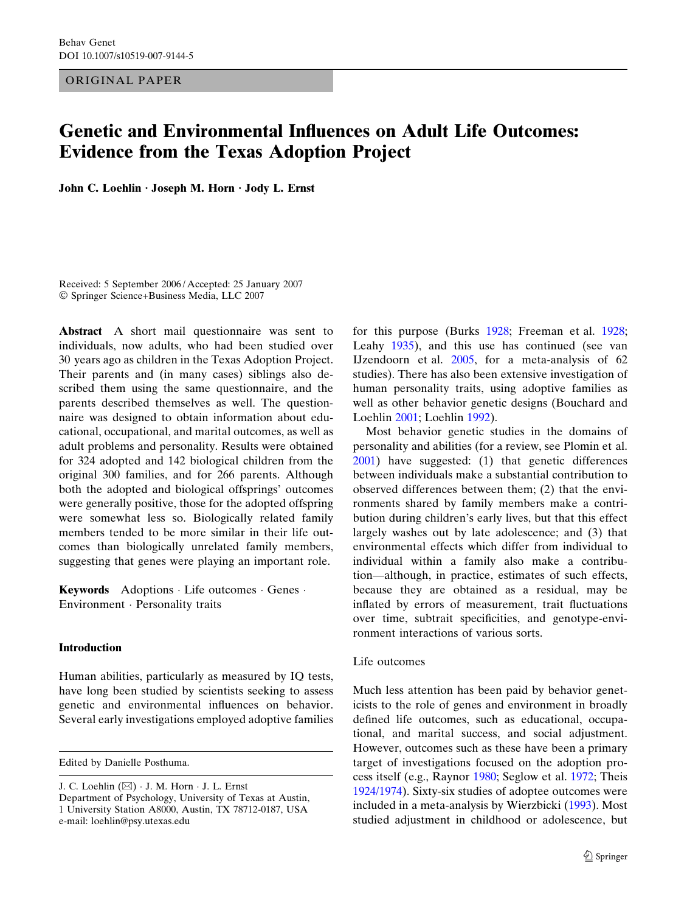ORIGINAL PAPER

# Genetic and Environmental Influences on Adult Life Outcomes: Evidence from the Texas Adoption Project

**John C. Loehlin · Joseph M. Horn · Jody L. Ernst**

Received: 5 September 2006 / Accepted: 25 January 2007
© Springer Science+Business Media, LLC 2007

**Abstract** A short mail questionnaire was sent to individuals, now adults, who had been studied over 30 years ago as children in the Texas Adoption Project. Their parents and (in many cases) siblings also described them using the same questionnaire, and the parents described themselves as well. The questionnaire was designed to obtain information about educational, occupational, and marital outcomes, as well as adult problems and personality. Results were obtained for 324 adopted and 142 biological children from the original 300 families, and for 266 parents. Although both the adopted and biological offsprings' outcomes were generally positive, those for the adopted offspring were somewhat less so. Biologically related family members tended to be more similar in their life outcomes than biologically unrelated family members, suggesting that genes were playing an important role.

**Keywords** Adoptions · Life outcomes · Genes · Environment · Personality traits

## Introduction

Human abilities, particularly as measured by IQ tests, have long been studied by scientists seeking to assess genetic and environmental influences on behavior. Several early investigations employed adoptive families for this purpose (Burks 1928; Freeman et al. 1928; Leahy 1935), and this use has continued (see van IJzendoorn et al. 2005, for a meta-analysis of 62 studies). There has also been extensive investigation of human personality traits, using adoptive families as well as other behavior genetic designs (Bouchard and Loehlin 2001; Loehlin 1992).

Most behavior genetic studies in the domains of personality and abilities (for a review, see Plomin et al. 2001) have suggested: (1) that genetic differences between individuals make a substantial contribution to observed differences between them; (2) that the environments shared by family members make a contribution during children's early lives, but that this effect largely washes out by late adolescence; and (3) that environmental effects which differ from individual to individual within a family also make a contribution—although, in practice, estimates of such effects, because they are obtained as a residual, may be inflated by errors of measurement, trait fluctuations over time, subtrait specificities, and genotype-environment interactions of various sorts.

### Life outcomes

Much less attention has been paid by behavior geneticists to the role of genes and environment in broadly defined life outcomes, such as educational, occupational, and marital success, and social adjustment. However, outcomes such as these have been a primary target of investigations focused on the adoption process itself (e.g., Raynor 1980; Seglow et al. 1972; Theis 1924/1974). Sixty-six studies of adoptee outcomes were included in a meta-analysis by Wierzbicki (1993). Most studied adjustment in childhood or adolescence, but

---

Edited by Danielle Posthuma.

J. C. Loehlin (✉) · J. M. Horn · J. L. Ernst
Department of Psychology, University of Texas at Austin, 1 University Station A8000, Austin, TX 78712-0187, USA
e-mail: loehlin@psy.utexas.edu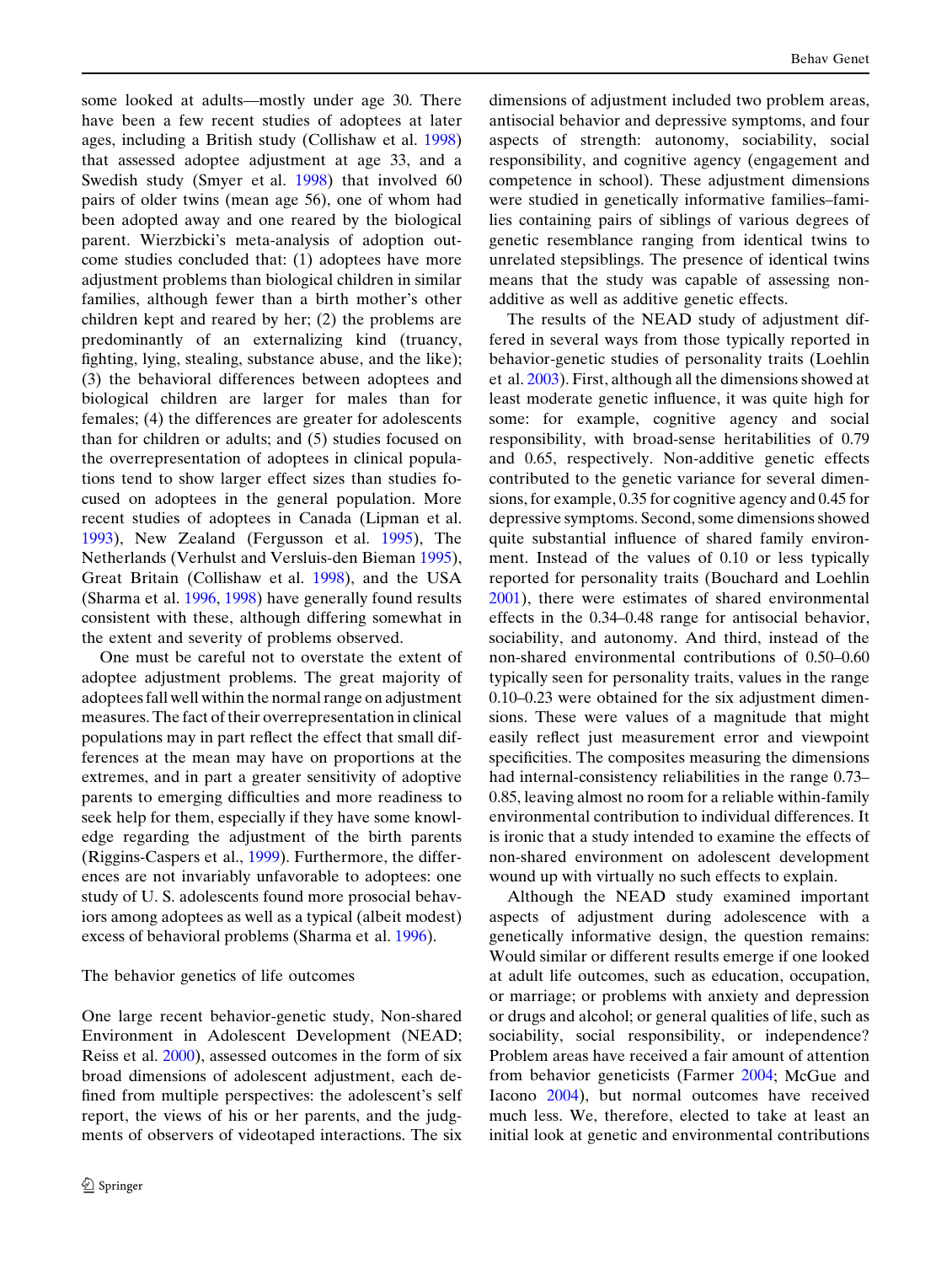some looked at adults—mostly under age 30. There have been a few recent studies of adoptees at later ages, including a British study (Collishaw et al. 1998) that assessed adoptee adjustment at age 33, and a Swedish study (Smyer et al. 1998) that involved 60 pairs of older twins (mean age 56), one of whom had been adopted away and one reared by the biological parent. Wierzbicki's meta-analysis of adoption outcome studies concluded that: (1) adoptees have more adjustment problems than biological children in similar families, although fewer than a birth mother's other children kept and reared by her; (2) the problems are predominantly of an externalizing kind (truancy, fighting, lying, stealing, substance abuse, and the like); (3) the behavioral differences between adoptees and biological children are larger for males than for females; (4) the differences are greater for adolescents than for children or adults; and (5) studies focused on the overrepresentation of adoptees in clinical populations tend to show larger effect sizes than studies focused on adoptees in the general population. More recent studies of adoptees in Canada (Lipman et al. 1993), New Zealand (Fergusson et al. 1995), The Netherlands (Verhulst and Versluis-den Bieman 1995), Great Britain (Collishaw et al. 1998), and the USA (Sharma et al. 1996, 1998) have generally found results consistent with these, although differing somewhat in the extent and severity of problems observed.

One must be careful not to overstate the extent of adoptee adjustment problems. The great majority of adoptees fall well within the normal range on adjustment measures. The fact of their overrepresentation in clinical populations may in part reflect the effect that small differences at the mean may have on proportions at the extremes, and in part a greater sensitivity of adoptive parents to emerging difficulties and more readiness to seek help for them, especially if they have some knowledge regarding the adjustment of the birth parents (Riggins-Caspers et al., 1999). Furthermore, the differences are not invariably unfavorable to adoptees: one study of U. S. adolescents found more prosocial behaviors among adoptees as well as a typical (albeit modest) excess of behavioral problems (Sharma et al. 1996).

## The behavior genetics of life outcomes

One large recent behavior-genetic study, Non-shared Environment in Adolescent Development (NEAD; Reiss et al. 2000), assessed outcomes in the form of six broad dimensions of adolescent adjustment, each defined from multiple perspectives: the adolescent's self report, the views of his or her parents, and the judgments of observers of videotaped interactions. The six dimensions of adjustment included two problem areas, antisocial behavior and depressive symptoms, and four aspects of strength: autonomy, sociability, social responsibility, and cognitive agency (engagement and competence in school). These adjustment dimensions were studied in genetically informative families–families containing pairs of siblings of various degrees of genetic resemblance ranging from identical twins to unrelated stepsiblings. The presence of identical twins means that the study was capable of assessing non-additive as well as additive genetic effects.

The results of the NEAD study of adjustment differed in several ways from those typically reported in behavior-genetic studies of personality traits (Loehlin et al. 2003). First, although all the dimensions showed at least moderate genetic influence, it was quite high for some: for example, cognitive agency and social responsibility, with broad-sense heritabilities of 0.79 and 0.65, respectively. Non-additive genetic effects contributed to the genetic variance for several dimensions, for example, 0.35 for cognitive agency and 0.45 for depressive symptoms. Second, some dimensions showed quite substantial influence of shared family environment. Instead of the values of 0.10 or less typically reported for personality traits (Bouchard and Loehlin 2001), there were estimates of shared environmental effects in the 0.34–0.48 range for antisocial behavior, sociability, and autonomy. And third, instead of the non-shared environmental contributions of 0.50–0.60 typically seen for personality traits, values in the range 0.10–0.23 were obtained for the six adjustment dimensions. These were values of a magnitude that might easily reflect just measurement error and viewpoint specificities. The composites measuring the dimensions had internal-consistency reliabilities in the range 0.73–0.85, leaving almost no room for a reliable within-family environmental contribution to individual differences. It is ironic that a study intended to examine the effects of non-shared environment on adolescent development wound up with virtually no such effects to explain.

Although the NEAD study examined important aspects of adjustment during adolescence with a genetically informative design, the question remains: Would similar or different results emerge if one looked at adult life outcomes, such as education, occupation, or marriage; or problems with anxiety and depression or drugs and alcohol; or general qualities of life, such as sociability, social responsibility, or independence? Problem areas have received a fair amount of attention from behavior geneticists (Farmer 2004; McGue and Iacono 2004), but normal outcomes have received much less. We, therefore, elected to take at least an initial look at genetic and environmental contributions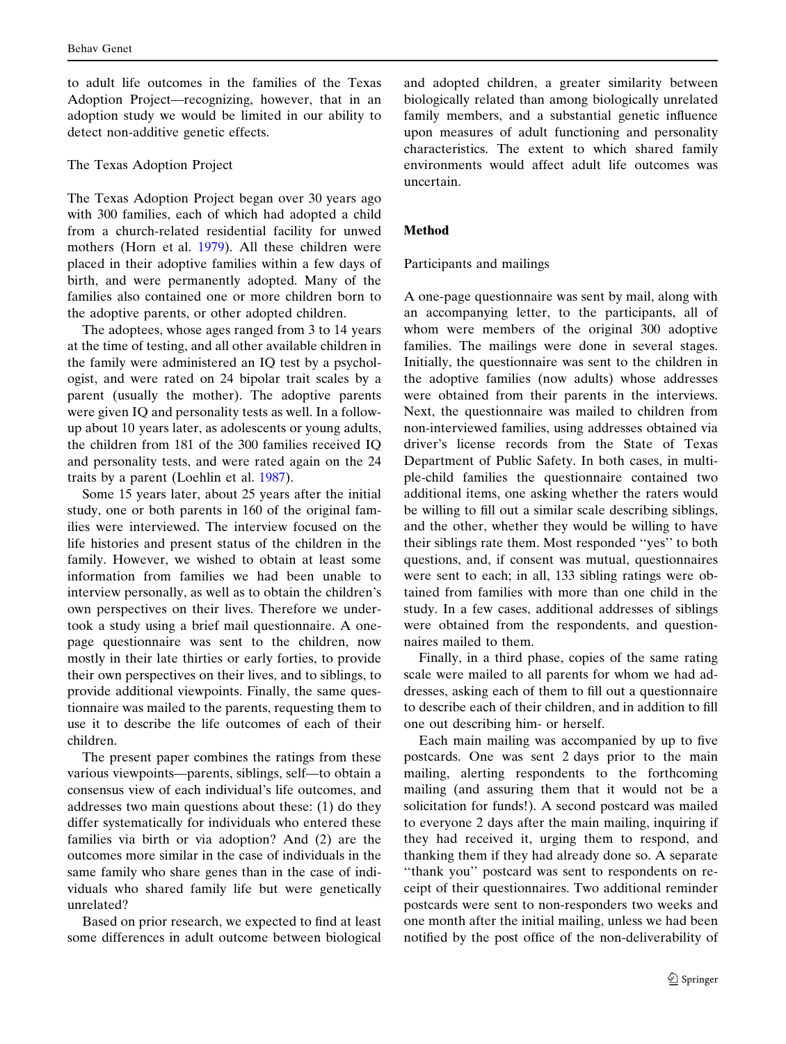to adult life outcomes in the families of the Texas Adoption Project—recognizing, however, that in an adoption study we would be limited in our ability to detect non-additive genetic effects.

### The Texas Adoption Project

The Texas Adoption Project began over 30 years ago with 300 families, each of which had adopted a child from a church-related residential facility for unwed mothers (Horn et al. 1979). All these children were placed in their adoptive families within a few days of birth, and were permanently adopted. Many of the families also contained one or more children born to the adoptive parents, or other adopted children.

The adoptees, whose ages ranged from 3 to 14 years at the time of testing, and all other available children in the family were administered an IQ test by a psychologist, and were rated on 24 bipolar trait scales by a parent (usually the mother). The adoptive parents were given IQ and personality tests as well. In a follow-up about 10 years later, as adolescents or young adults, the children from 181 of the 300 families received IQ and personality tests, and were rated again on the 24 traits by a parent (Loehlin et al. 1987).

Some 15 years later, about 25 years after the initial study, one or both parents in 160 of the original families were interviewed. The interview focused on the life histories and present status of the children in the family. However, we wished to obtain at least some information from families we had been unable to interview personally, as well as to obtain the children's own perspectives on their lives. Therefore we undertook a study using a brief mail questionnaire. A one-page questionnaire was sent to the children, now mostly in their late thirties or early forties, to provide their own perspectives on their lives, and to siblings, to provide additional viewpoints. Finally, the same questionnaire was mailed to the parents, requesting them to use it to describe the life outcomes of each of their children.

The present paper combines the ratings from these various viewpoints—parents, siblings, self—to obtain a consensus view of each individual's life outcomes, and addresses two main questions about these: (1) do they differ systematically for individuals who entered these families via birth or via adoption? And (2) are the outcomes more similar in the case of individuals in the same family who share genes than in the case of individuals who shared family life but were genetically unrelated?

Based on prior research, we expected to find at least some differences in adult outcome between biological and adopted children, a greater similarity between biologically related than among biologically unrelated family members, and a substantial genetic influence upon measures of adult functioning and personality characteristics. The extent to which shared family environments would affect adult life outcomes was uncertain.

## Method

### Participants and mailings

A one-page questionnaire was sent by mail, along with an accompanying letter, to the participants, all of whom were members of the original 300 adoptive families. The mailings were done in several stages. Initially, the questionnaire was sent to the children in the adoptive families (now adults) whose addresses were obtained from their parents in the interviews. Next, the questionnaire was mailed to children from non-interviewed families, using addresses obtained via driver's license records from the State of Texas Department of Public Safety. In both cases, in multiple-child families the questionnaire contained two additional items, one asking whether the raters would be willing to fill out a similar scale describing siblings, and the other, whether they would be willing to have their siblings rate them. Most responded "yes" to both questions, and, if consent was mutual, questionnaires were sent to each; in all, 133 sibling ratings were obtained from families with more than one child in the study. In a few cases, additional addresses of siblings were obtained from the respondents, and questionnaires mailed to them.

Finally, in a third phase, copies of the same rating scale were mailed to all parents for whom we had addresses, asking each of them to fill out a questionnaire to describe each of their children, and in addition to fill one out describing him- or herself.

Each main mailing was accompanied by up to five postcards. One was sent 2 days prior to the main mailing, alerting respondents to the forthcoming mailing (and assuring them that it would not be a solicitation for funds!). A second postcard was mailed to everyone 2 days after the main mailing, inquiring if they had received it, urging them to respond, and thanking them if they had already done so. A separate "thank you" postcard was sent to respondents on receipt of their questionnaires. Two additional reminder postcards were sent to non-responders two weeks and one month after the initial mailing, unless we had been notified by the post office of the non-deliverability of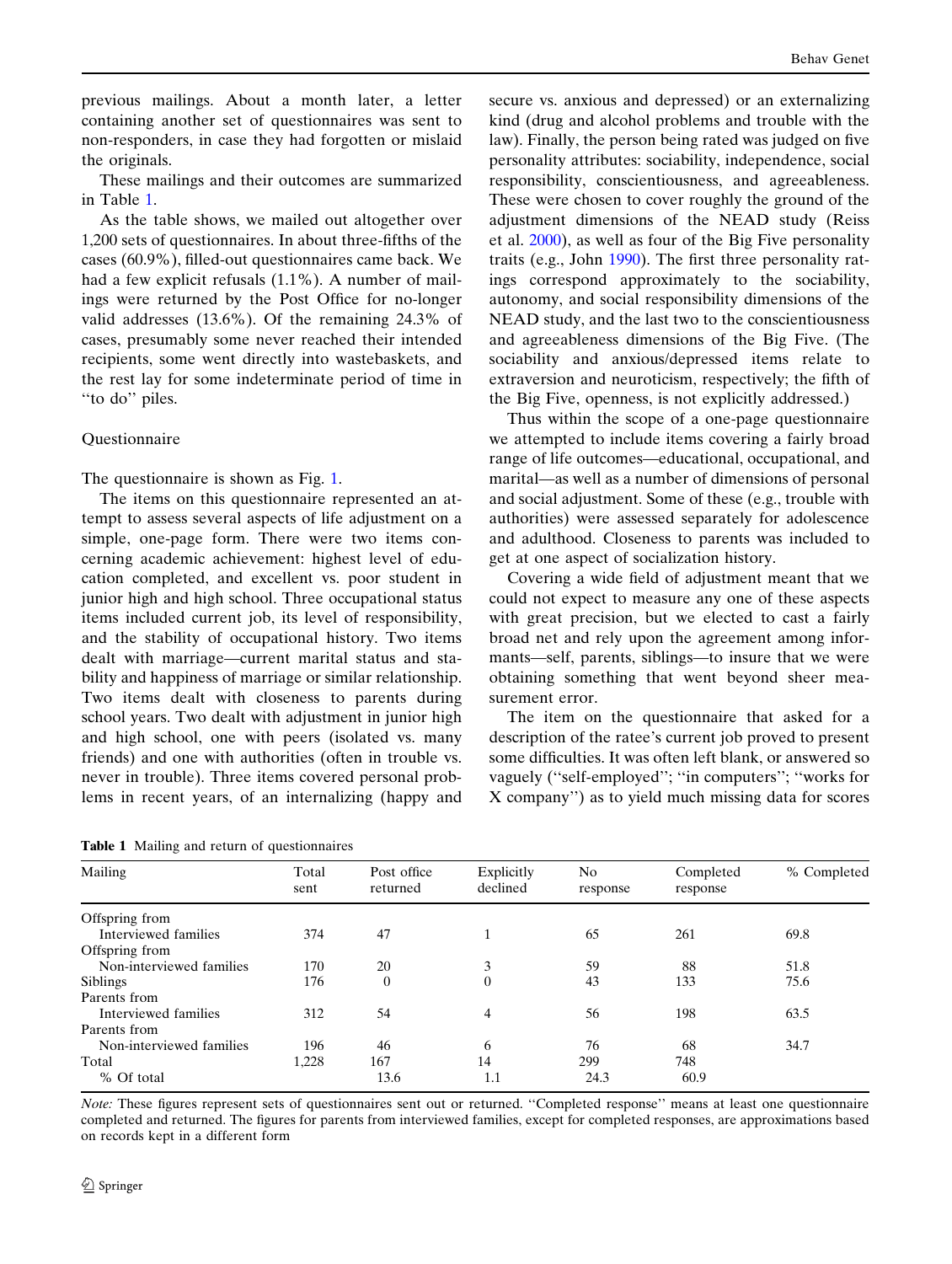previous mailings. About a month later, a letter containing another set of questionnaires was sent to non-responders, in case they had forgotten or mislaid the originals.

These mailings and their outcomes are summarized in Table 1.

As the table shows, we mailed out altogether over 1,200 sets of questionnaires. In about three-fifths of the cases (60.9%), filled-out questionnaires came back. We had a few explicit refusals (1.1%). A number of mailings were returned by the Post Office for no-longer valid addresses (13.6%). Of the remaining 24.3% of cases, presumably some never reached their intended recipients, some went directly into wastebaskets, and the rest lay for some indeterminate period of time in "to do" piles.

## Questionnaire

The questionnaire is shown as Fig. 1.

The items on this questionnaire represented an attempt to assess several aspects of life adjustment on a simple, one-page form. There were two items concerning academic achievement: highest level of education completed, and excellent vs. poor student in junior high and high school. Three occupational status items included current job, its level of responsibility, and the stability of occupational history. Two items dealt with marriage—current marital status and stability and happiness of marriage or similar relationship. Two items dealt with closeness to parents during school years. Two dealt with adjustment in junior high and high school, one with peers (isolated vs. many friends) and one with authorities (often in trouble vs. never in trouble). Three items covered personal problems in recent years, of an internalizing (happy and secure vs. anxious and depressed) or an externalizing kind (drug and alcohol problems and trouble with the law). Finally, the person being rated was judged on five personality attributes: sociability, independence, social responsibility, conscientiousness, and agreeableness. These were chosen to cover roughly the ground of the adjustment dimensions of the NEAD study (Reiss et al. 2000), as well as four of the Big Five personality traits (e.g., John 1990). The first three personality ratings correspond approximately to the sociability, autonomy, and social responsibility dimensions of the NEAD study, and the last two to the conscientiousness and agreeableness dimensions of the Big Five. (The sociability and anxious/depressed items relate to extraversion and neuroticism, respectively; the fifth of the Big Five, openness, is not explicitly addressed.)

Thus within the scope of a one-page questionnaire we attempted to include items covering a fairly broad range of life outcomes—educational, occupational, and marital—as well as a number of dimensions of personal and social adjustment. Some of these (e.g., trouble with authorities) were assessed separately for adolescence and adulthood. Closeness to parents was included to get at one aspect of socialization history.

Covering a wide field of adjustment meant that we could not expect to measure any one of these aspects with great precision, but we elected to cast a fairly broad net and rely upon the agreement among informants—self, parents, siblings—to insure that we were obtaining something that went beyond sheer measurement error.

The item on the questionnaire that asked for a description of the ratee's current job proved to present some difficulties. It was often left blank, or answered so vaguely ("self-employed"; "in computers"; "works for X company") as to yield much missing data for scores

**Table 1** Mailing and return of questionnaires

| Mailing | Total sent | Post office returned | Explicitly declined | No response | Completed response | % Completed |
|---|---|---|---|---|---|---|
| Offspring from Interviewed families | 374 | 47 | 1 | 65 | 261 | 69.8 |
| Offspring from Non-interviewed families | 170 | 20 | 3 | 59 | 88 | 51.8 |
| Siblings | 176 | 0 | 0 | 43 | 133 | 75.6 |
| Parents from Interviewed families | 312 | 54 | 4 | 56 | 198 | 63.5 |
| Parents from Non-interviewed families | 196 | 46 | 6 | 76 | 68 | 34.7 |
| Total | 1,228 | 167 | 14 | 299 | 748 | |
| % Of total | | 13.6 | 1.1 | 24.3 | 60.9 | |

*Note:* These figures represent sets of questionnaires sent out or returned. "Completed response" means at least one questionnaire completed and returned. The figures for parents from interviewed families, except for completed responses, are approximations based on records kept in a different form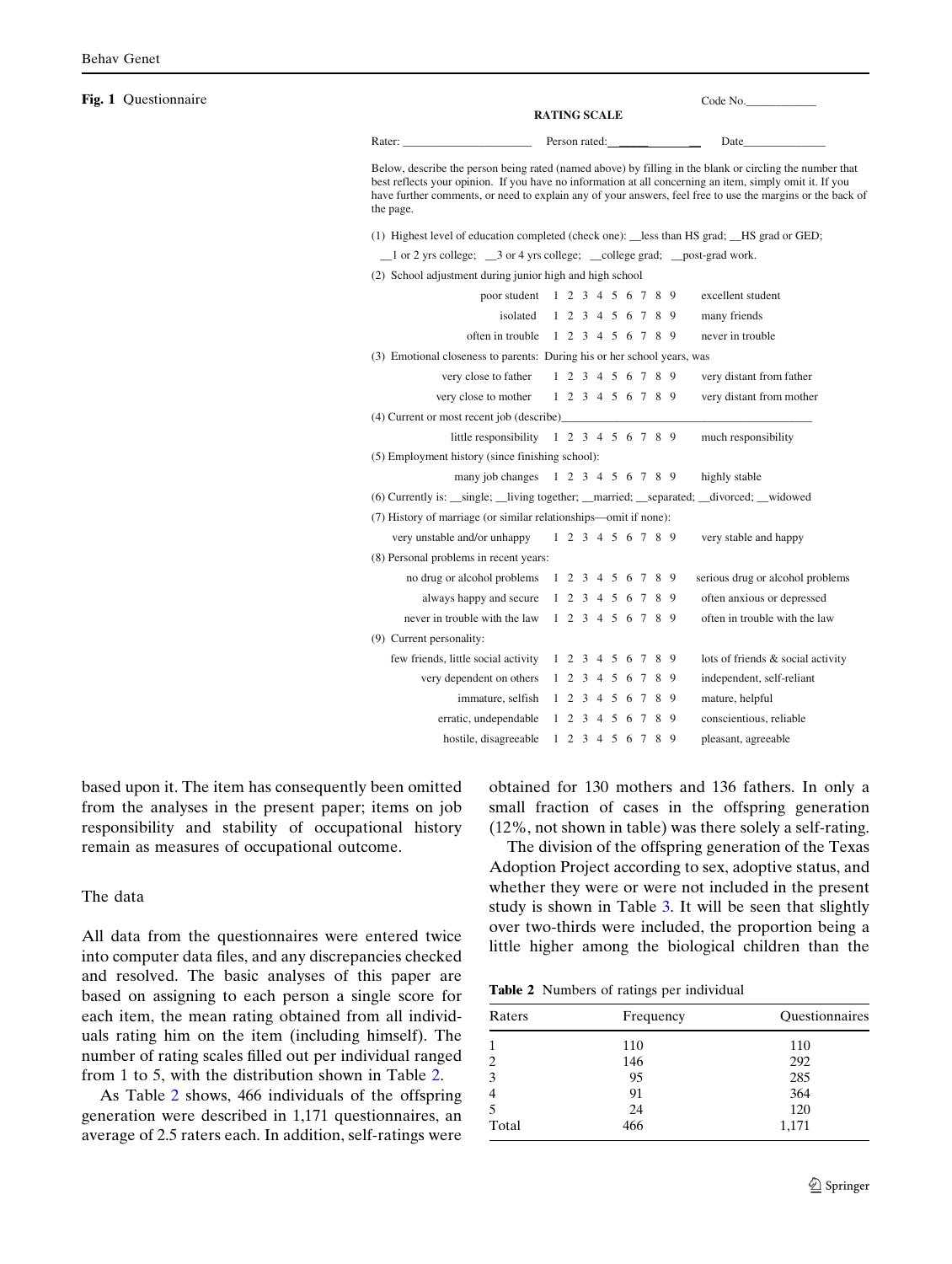**Fig. 1** Questionnaire

Code No.____________

**RATING SCALE**

Rater: ______________________ Person rated:_______________ Date______________

Below, describe the person being rated (named above) by filling in the blank or circling the number that best reflects your opinion. If you have no information at all concerning an item, simply omit it. If you have further comments, or need to explain any of your answers, feel free to use the margins or the back of the page.

(1) Highest level of education completed (check one): __less than HS grad; __HS grad or GED; __1 or 2 yrs college; __3 or 4 yrs college; __college grad; __post-grad work.

(2) School adjustment during junior high and high school

| | | |
|---|---|---|
| poor student | 1 2 3 4 5 6 7 8 9 | excellent student |
| isolated | 1 2 3 4 5 6 7 8 9 | many friends |
| often in trouble | 1 2 3 4 5 6 7 8 9 | never in trouble |

(3) Emotional closeness to parents: During his or her school years, was

| | | |
|---|---|---|
| very close to father | 1 2 3 4 5 6 7 8 9 | very distant from father |
| very close to mother | 1 2 3 4 5 6 7 8 9 | very distant from mother |

(4) Current or most recent job (describe)____________________________________________

| | | |
|---|---|---|
| little responsibility | 1 2 3 4 5 6 7 8 9 | much responsibility |

(5) Employment history (since finishing school):

| | | |
|---|---|---|
| many job changes | 1 2 3 4 5 6 7 8 9 | highly stable |

(6) Currently is: __single; __living together; __married; __separated; __divorced; __widowed

(7) History of marriage (or similar relationships—omit if none):

| | | |
|---|---|---|
| very unstable and/or unhappy | 1 2 3 4 5 6 7 8 9 | very stable and happy |

(8) Personal problems in recent years:

| | | |
|---|---|---|
| no drug or alcohol problems | 1 2 3 4 5 6 7 8 9 | serious drug or alcohol problems |
| always happy and secure | 1 2 3 4 5 6 7 8 9 | often anxious or depressed |
| never in trouble with the law | 1 2 3 4 5 6 7 8 9 | often in trouble with the law |

(9) Current personality:

| | | |
|---|---|---|
| few friends, little social activity | 1 2 3 4 5 6 7 8 9 | lots of friends & social activity |
| very dependent on others | 1 2 3 4 5 6 7 8 9 | independent, self-reliant |
| immature, selfish | 1 2 3 4 5 6 7 8 9 | mature, helpful |
| erratic, undependable | 1 2 3 4 5 6 7 8 9 | conscientious, reliable |
| hostile, disagreeable | 1 2 3 4 5 6 7 8 9 | pleasant, agreeable |

based upon it. The item has consequently been omitted from the analyses in the present paper; items on job responsibility and stability of occupational history remain as measures of occupational outcome.

## The data

All data from the questionnaires were entered twice into computer data files, and any discrepancies checked and resolved. The basic analyses of this paper are based on assigning to each person a single score for each item, the mean rating obtained from all individuals rating him on the item (including himself). The number of rating scales filled out per individual ranged from 1 to 5, with the distribution shown in Table 2.

As Table 2 shows, 466 individuals of the offspring generation were described in 1,171 questionnaires, an average of 2.5 raters each. In addition, self-ratings were obtained for 130 mothers and 136 fathers. In only a small fraction of cases in the offspring generation (12%, not shown in table) was there solely a self-rating.

The division of the offspring generation of the Texas Adoption Project according to sex, adoptive status, and whether they were or were not included in the present study is shown in Table 3. It will be seen that slightly over two-thirds were included, the proportion being a little higher among the biological children than the

**Table 2** Numbers of ratings per individual

| Raters | Frequency | Questionnaires |
|---|---|---|
| 1 | 110 | 110 |
| 2 | 146 | 292 |
| 3 | 95 | 285 |
| 4 | 91 | 364 |
| 5 | 24 | 120 |
| Total | 466 | 1,171 |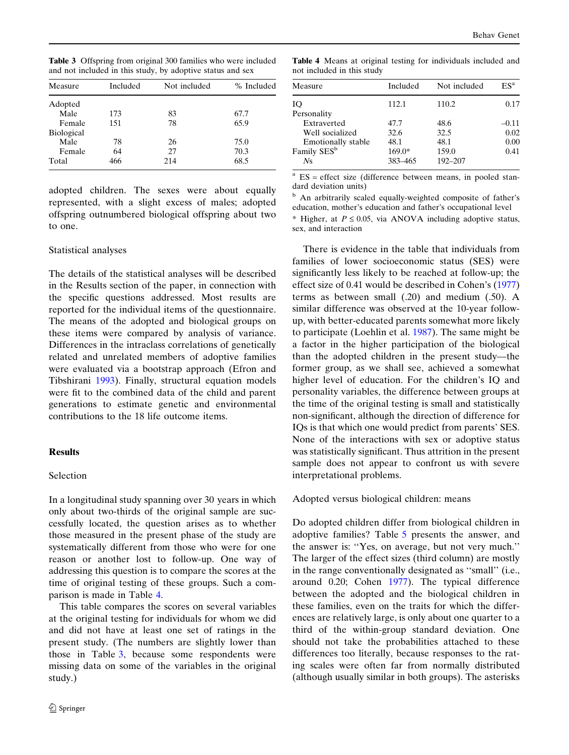**Table 3** Offspring from original 300 families who were included and not included in this study, by adoptive status and sex

| Measure | Included | Not included | % Included |
|---|---|---|---|
| Adopted | | | |
| Male | 173 | 83 | 67.7 |
| Female | 151 | 78 | 65.9 |
| Biological | | | |
| Male | 78 | 26 | 75.0 |
| Female | 64 | 27 | 70.3 |
| Total | 466 | 214 | 68.5 |

adopted children. The sexes were about equally represented, with a slight excess of males; adopted offspring outnumbered biological offspring about two to one.

### Statistical analyses

The details of the statistical analyses will be described in the Results section of the paper, in connection with the specific questions addressed. Most results are reported for the individual items of the questionnaire. The means of the adopted and biological groups on these items were compared by analysis of variance. Differences in the intraclass correlations of genetically related and unrelated members of adoptive families were evaluated via a bootstrap approach (Efron and Tibshirani 1993). Finally, structural equation models were fit to the combined data of the child and parent generations to estimate genetic and environmental contributions to the 18 life outcome items.

## Results

### Selection

In a longitudinal study spanning over 30 years in which only about two-thirds of the original sample are successfully located, the question arises as to whether those measured in the present phase of the study are systematically different from those who were for one reason or another lost to follow-up. One way of addressing this question is to compare the scores at the time of original testing of these groups. Such a comparison is made in Table 4.

This table compares the scores on several variables at the original testing for individuals for whom we did and did not have at least one set of ratings in the present study. (The numbers are slightly lower than those in Table 3, because some respondents were missing data on some of the variables in the original study.)

**Table 4** Means at original testing for individuals included and not included in this study

| Measure | Included | Not included | ES[a] |
|---|---|---|---|
| IQ | 112.1 | 110.2 | 0.17 |
| Personality | | | |
| Extraverted | 47.7 | 48.6 | –0.11 |
| Well socialized | 32.6 | 32.5 | 0.02 |
| Emotionally stable | 48.1 | 48.1 | 0.00 |
| Family SES[b] | 169.0* | 159.0 | 0.41 |
| *N*s | 383–465 | 192–207 | |

[a] ES = effect size (difference between means, in pooled standard deviation units)

[b] An arbitrarily scaled equally-weighted composite of father's education, mother's education and father's occupational level

* Higher, at $P \leq 0.05$, via ANOVA including adoptive status, sex, and interaction

There is evidence in the table that individuals from families of lower socioeconomic status (SES) were significantly less likely to be reached at follow-up; the effect size of 0.41 would be described in Cohen's (1977) terms as between small (.20) and medium (.50). A similar difference was observed at the 10-year follow-up, with better-educated parents somewhat more likely to participate (Loehlin et al. 1987). The same might be a factor in the higher participation of the biological than the adopted children in the present study—the former group, as we shall see, achieved a somewhat higher level of education. For the children's IQ and personality variables, the difference between groups at the time of the original testing is small and statistically non-significant, although the direction of difference for IQs is that which one would predict from parents' SES. None of the interactions with sex or adoptive status was statistically significant. Thus attrition in the present sample does not appear to confront us with severe interpretational problems.

### Adopted versus biological children: means

Do adopted children differ from biological children in adoptive families? Table 5 presents the answer, and the answer is: ''Yes, on average, but not very much.'' The larger of the effect sizes (third column) are mostly in the range conventionally designated as ''small'' (i.e., around 0.20; Cohen 1977). The typical difference between the adopted and the biological children in these families, even on the traits for which the differences are relatively large, is only about one quarter to a third of the within-group standard deviation. One should not take the probabilities attached to these differences too literally, because responses to the rating scales were often far from normally distributed (although usually similar in both groups). The asterisks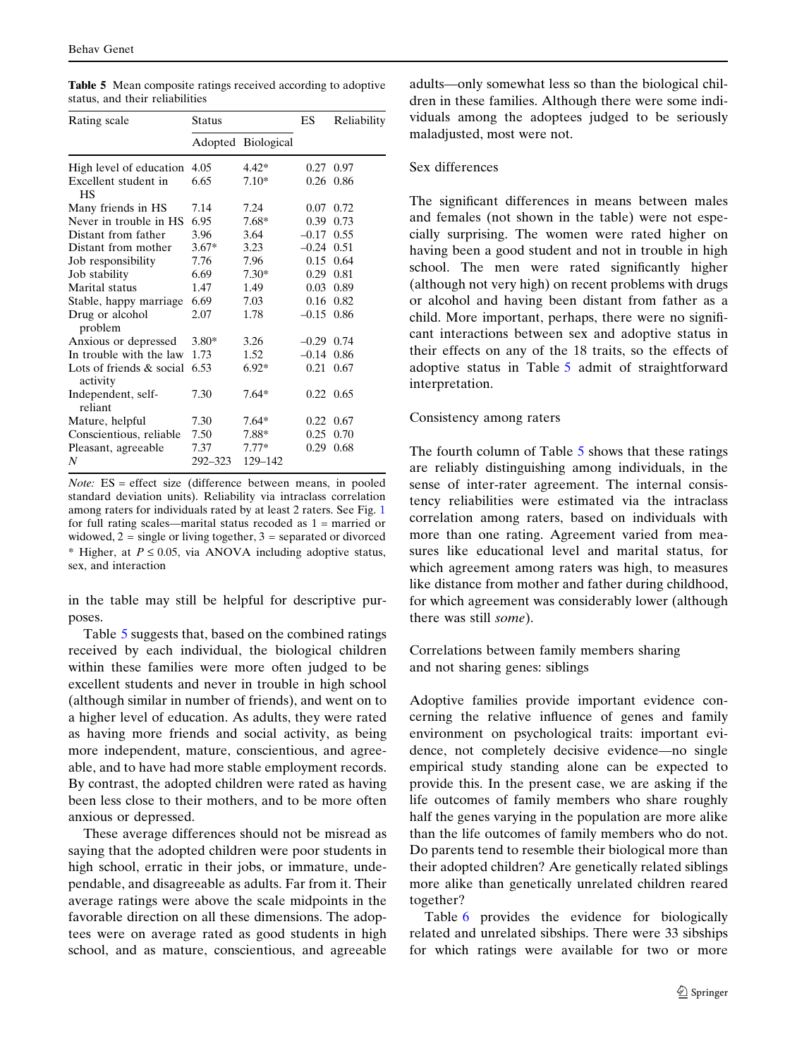Table 5 Mean composite ratings received according to adoptive status, and their reliabilities

| Rating scale | Status | | ES | Reliability |
|---|---|---|---|---|
| | Adopted | Biological | | |
| High level of education | 4.05 | 4.42* | 0.27 | 0.97 |
| Excellent student in HS | 6.65 | 7.10* | 0.26 | 0.86 |
| Many friends in HS | 7.14 | 7.24 | 0.07 | 0.72 |
| Never in trouble in HS | 6.95 | 7.68* | 0.39 | 0.73 |
| Distant from father | 3.96 | 3.64 | –0.17 | 0.55 |
| Distant from mother | 3.67* | 3.23 | –0.24 | 0.51 |
| Job responsibility | 7.76 | 7.96 | 0.15 | 0.64 |
| Job stability | 6.69 | 7.30* | 0.29 | 0.81 |
| Marital status | 1.47 | 1.49 | 0.03 | 0.89 |
| Stable, happy marriage | 6.69 | 7.03 | 0.16 | 0.82 |
| Drug or alcohol problem | 2.07 | 1.78 | –0.15 | 0.86 |
| Anxious or depressed | 3.80* | 3.26 | –0.29 | 0.74 |
| In trouble with the law | 1.73 | 1.52 | –0.14 | 0.86 |
| Lots of friends & social activity | 6.53 | 6.92* | 0.21 | 0.67 |
| Independent, self-reliant | 7.30 | 7.64* | 0.22 | 0.65 |
| Mature, helpful | 7.30 | 7.64* | 0.22 | 0.67 |
| Conscientious, reliable | 7.50 | 7.88* | 0.25 | 0.70 |
| Pleasant, agreeable | 7.37 | 7.77* | 0.29 | 0.68 |
| *N* | 292–323 | 129–142 | | |

*Note:* ES = effect size (difference between means, in pooled standard deviation units). Reliability via intraclass correlation among raters for individuals rated by at least 2 raters. See Fig. 1 for full rating scales—marital status recoded as 1 = married or widowed, 2 = single or living together, 3 = separated or divorced
* Higher, at $P \leq 0.05$, via ANOVA including adoptive status, sex, and interaction

in the table may still be helpful for descriptive purposes.

Table 5 suggests that, based on the combined ratings received by each individual, the biological children within these families were more often judged to be excellent students and never in trouble in high school (although similar in number of friends), and went on to a higher level of education. As adults, they were rated as having more friends and social activity, as being more independent, mature, conscientious, and agreeable, and to have had more stable employment records. By contrast, the adopted children were rated as having been less close to their mothers, and to be more often anxious or depressed.

These average differences should not be misread as saying that the adopted children were poor students in high school, erratic in their jobs, or immature, undependable, and disagreeable as adults. Far from it. Their average ratings were above the scale midpoints in the favorable direction on all these dimensions. The adoptees were on average rated as good students in high school, and as mature, conscientious, and agreeable adults—only somewhat less so than the biological children in these families. Although there were some individuals among the adoptees judged to be seriously maladjusted, most were not.

### Sex differences

The significant differences in means between males and females (not shown in the table) were not especially surprising. The women were rated higher on having been a good student and not in trouble in high school. The men were rated significantly higher (although not very high) on recent problems with drugs or alcohol and having been distant from father as a child. More important, perhaps, there were no significant interactions between sex and adoptive status in their effects on any of the 18 traits, so the effects of adoptive status in Table 5 admit of straightforward interpretation.

### Consistency among raters

The fourth column of Table 5 shows that these ratings are reliably distinguishing among individuals, in the sense of inter-rater agreement. The internal consistency reliabilities were estimated via the intraclass correlation among raters, based on individuals with more than one rating. Agreement varied from measures like educational level and marital status, for which agreement among raters was high, to measures like distance from mother and father during childhood, for which agreement was considerably lower (although there was still *some*).

### Correlations between family members sharing and not sharing genes: siblings

Adoptive families provide important evidence concerning the relative influence of genes and family environment on psychological traits: important evidence, not completely decisive evidence—no single empirical study standing alone can be expected to provide this. In the present case, we are asking if the life outcomes of family members who share roughly half the genes varying in the population are more alike than the life outcomes of family members who do not. Do parents tend to resemble their biological more than their adopted children? Are genetically related siblings more alike than genetically unrelated children reared together?

Table 6 provides the evidence for biologically related and unrelated sibships. There were 33 sibships for which ratings were available for two or more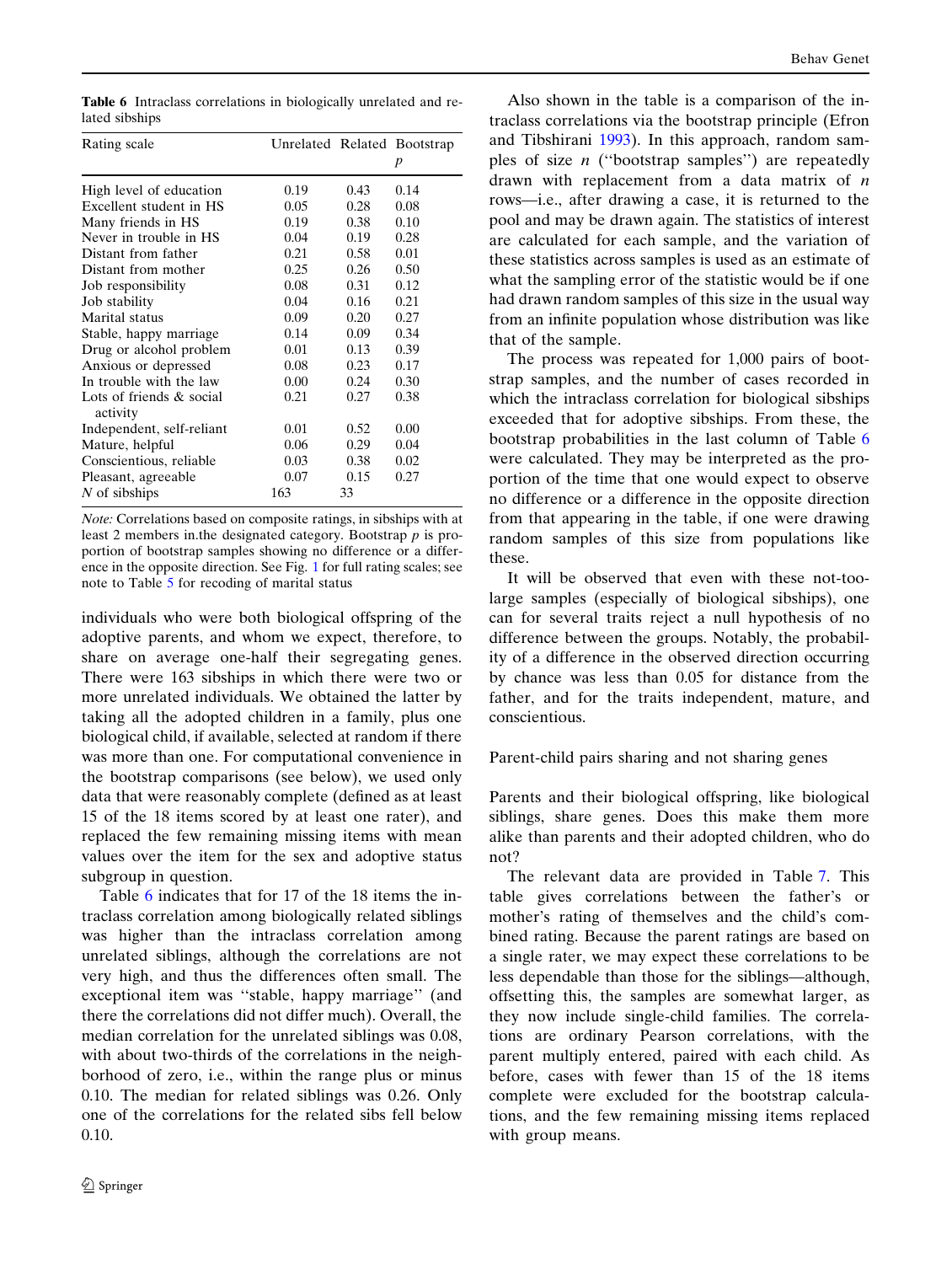**Table 6** Intraclass correlations in biologically unrelated and related sibships

| Rating scale | Unrelated | Related | Bootstrap *p* |
|---|---|---|---|
| High level of education | 0.19 | 0.43 | 0.14 |
| Excellent student in HS | 0.05 | 0.28 | 0.08 |
| Many friends in HS | 0.19 | 0.38 | 0.10 |
| Never in trouble in HS | 0.04 | 0.19 | 0.28 |
| Distant from father | 0.21 | 0.58 | 0.01 |
| Distant from mother | 0.25 | 0.26 | 0.50 |
| Job responsibility | 0.08 | 0.31 | 0.12 |
| Job stability | 0.04 | 0.16 | 0.21 |
| Marital status | 0.09 | 0.20 | 0.27 |
| Stable, happy marriage | 0.14 | 0.09 | 0.34 |
| Drug or alcohol problem | 0.01 | 0.13 | 0.39 |
| Anxious or depressed | 0.08 | 0.23 | 0.17 |
| In trouble with the law | 0.00 | 0.24 | 0.30 |
| Lots of friends & social activity | 0.21 | 0.27 | 0.38 |
| Independent, self-reliant | 0.01 | 0.52 | 0.00 |
| Mature, helpful | 0.06 | 0.29 | 0.04 |
| Conscientious, reliable | 0.03 | 0.38 | 0.02 |
| Pleasant, agreeable | 0.07 | 0.15 | 0.27 |
| *N* of sibships | 163 | 33 | |

*Note:* Correlations based on composite ratings, in sibships with at least 2 members in.the designated category. Bootstrap *p* is proportion of bootstrap samples showing no difference or a difference in the opposite direction. See Fig. 1 for full rating scales; see note to Table 5 for recoding of marital status

individuals who were both biological offspring of the adoptive parents, and whom we expect, therefore, to share on average one-half their segregating genes. There were 163 sibships in which there were two or more unrelated individuals. We obtained the latter by taking all the adopted children in a family, plus one biological child, if available, selected at random if there was more than one. For computational convenience in the bootstrap comparisons (see below), we used only data that were reasonably complete (defined as at least 15 of the 18 items scored by at least one rater), and replaced the few remaining missing items with mean values over the item for the sex and adoptive status subgroup in question.

Table 6 indicates that for 17 of the 18 items the intraclass correlation among biologically related siblings was higher than the intraclass correlation among unrelated siblings, although the correlations are not very high, and thus the differences often small. The exceptional item was ''stable, happy marriage'' (and there the correlations did not differ much). Overall, the median correlation for the unrelated siblings was 0.08, with about two-thirds of the correlations in the neighborhood of zero, i.e., within the range plus or minus 0.10. The median for related siblings was 0.26. Only one of the correlations for the related sibs fell below 0.10.

Also shown in the table is a comparison of the intraclass correlations via the bootstrap principle (Efron and Tibshirani 1993). In this approach, random samples of size *n* (''bootstrap samples'') are repeatedly drawn with replacement from a data matrix of *n* rows—i.e., after drawing a case, it is returned to the pool and may be drawn again. The statistics of interest are calculated for each sample, and the variation of these statistics across samples is used as an estimate of what the sampling error of the statistic would be if one had drawn random samples of this size in the usual way from an infinite population whose distribution was like that of the sample.

The process was repeated for 1,000 pairs of bootstrap samples, and the number of cases recorded in which the intraclass correlation for biological sibships exceeded that for adoptive sibships. From these, the bootstrap probabilities in the last column of Table 6 were calculated. They may be interpreted as the proportion of the time that one would expect to observe no difference or a difference in the opposite direction from that appearing in the table, if one were drawing random samples of this size from populations like these.

It will be observed that even with these not-too-large samples (especially of biological sibships), one can for several traits reject a null hypothesis of no difference between the groups. Notably, the probability of a difference in the observed direction occurring by chance was less than 0.05 for distance from the father, and for the traits independent, mature, and conscientious.

### Parent-child pairs sharing and not sharing genes

Parents and their biological offspring, like biological siblings, share genes. Does this make them more alike than parents and their adopted children, who do not?

The relevant data are provided in Table 7. This table gives correlations between the father's or mother's rating of themselves and the child's combined rating. Because the parent ratings are based on a single rater, we may expect these correlations to be less dependable than those for the siblings—although, offsetting this, the samples are somewhat larger, as they now include single-child families. The correlations are ordinary Pearson correlations, with the parent multiply entered, paired with each child. As before, cases with fewer than 15 of the 18 items complete were excluded for the bootstrap calculations, and the few remaining missing items replaced with group means.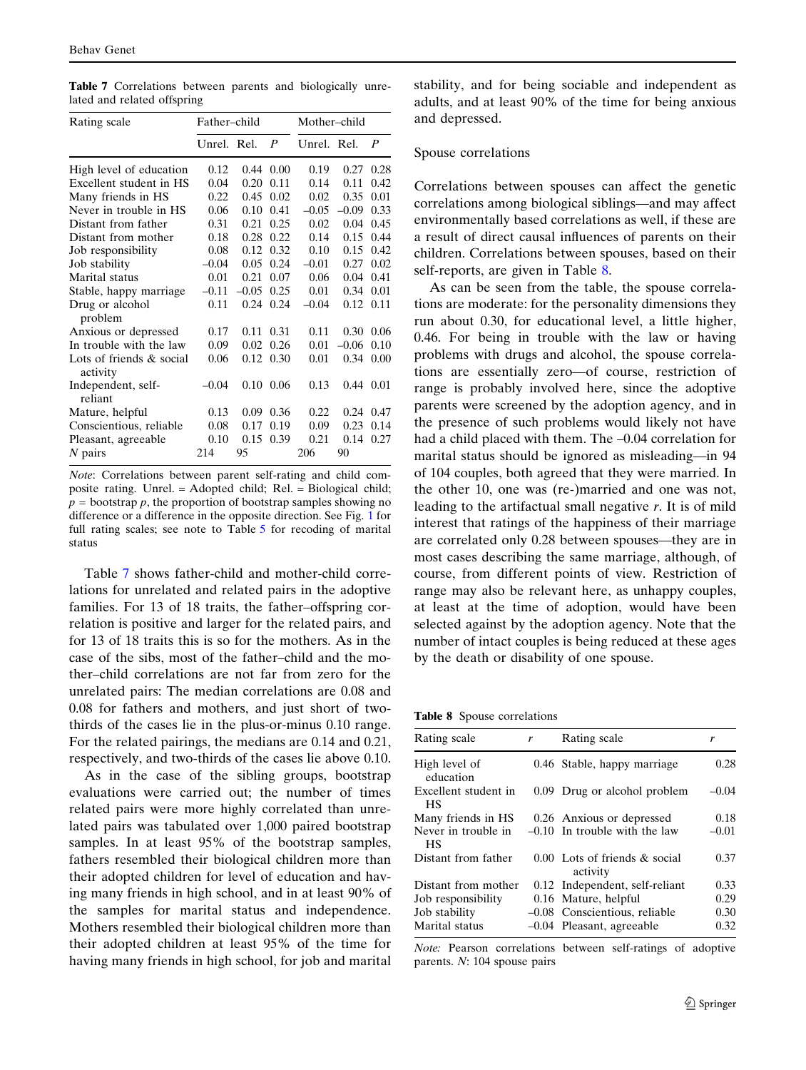**Table 7** Correlations between parents and biologically unrelated and related offspring

| Rating scale | Father–child | | | Mother–child | | |
|---|---|---|---|---|---|---|
| | Unrel. | Rel. | *P* | Unrel. | Rel. | *P* |
| High level of education | 0.12 | 0.44 | 0.00 | 0.19 | 0.27 | 0.28 |
| Excellent student in HS | 0.04 | 0.20 | 0.11 | 0.14 | 0.11 | 0.42 |
| Many friends in HS | 0.22 | 0.45 | 0.02 | 0.02 | 0.35 | 0.01 |
| Never in trouble in HS | 0.06 | 0.10 | 0.41 | –0.05 | –0.09 | 0.33 |
| Distant from father | 0.31 | 0.21 | 0.25 | 0.02 | 0.04 | 0.45 |
| Distant from mother | 0.18 | 0.28 | 0.22 | 0.14 | 0.15 | 0.44 |
| Job responsibility | 0.08 | 0.12 | 0.32 | 0.10 | 0.15 | 0.42 |
| Job stability | –0.04 | 0.05 | 0.24 | –0.01 | 0.27 | 0.02 |
| Marital status | 0.01 | 0.21 | 0.07 | 0.06 | 0.04 | 0.41 |
| Stable, happy marriage | –0.11 | –0.05 | 0.25 | 0.01 | 0.34 | 0.01 |
| Drug or alcohol problem | 0.11 | 0.24 | 0.24 | –0.04 | 0.12 | 0.11 |
| Anxious or depressed | 0.17 | 0.11 | 0.31 | 0.11 | 0.30 | 0.06 |
| In trouble with the law | 0.09 | 0.02 | 0.26 | 0.01 | –0.06 | 0.10 |
| Lots of friends & social activity | 0.06 | 0.12 | 0.30 | 0.01 | 0.34 | 0.00 |
| Independent, self-reliant | –0.04 | 0.10 | 0.06 | 0.13 | 0.44 | 0.01 |
| Mature, helpful | 0.13 | 0.09 | 0.36 | 0.22 | 0.24 | 0.47 |
| Conscientious, reliable | 0.08 | 0.17 | 0.19 | 0.09 | 0.23 | 0.14 |
| Pleasant, agreeable | 0.10 | 0.15 | 0.39 | 0.21 | 0.14 | 0.27 |
| *N* pairs | 214 | 95 | | 206 | 90 | |

*Note*: Correlations between parent self-rating and child composite rating. Unrel. = Adopted child; Rel. = Biological child; *p* = bootstrap *p*, the proportion of bootstrap samples showing no difference or a difference in the opposite direction. See Fig. 1 for full rating scales; see note to Table 5 for recoding of marital status

Table 7 shows father-child and mother-child correlations for unrelated and related pairs in the adoptive families. For 13 of 18 traits, the father–offspring correlation is positive and larger for the related pairs, and for 13 of 18 traits this is so for the mothers. As in the case of the sibs, most of the father–child and the mother–child correlations are not far from zero for the unrelated pairs: The median correlations are 0.08 and 0.08 for fathers and mothers, and just short of two-thirds of the cases lie in the plus-or-minus 0.10 range. For the related pairings, the medians are 0.14 and 0.21, respectively, and two-thirds of the cases lie above 0.10.

As in the case of the sibling groups, bootstrap evaluations were carried out; the number of times related pairs were more highly correlated than unrelated pairs was tabulated over 1,000 paired bootstrap samples. In at least 95% of the bootstrap samples, fathers resembled their biological children more than their adopted children for level of education and having many friends in high school, and in at least 90% of the samples for marital status and independence. Mothers resembled their biological children more than their adopted children at least 95% of the time for having many friends in high school, for job and marital stability, and for being sociable and independent as adults, and at least 90% of the time for being anxious and depressed.

## Spouse correlations

Correlations between spouses can affect the genetic correlations among biological siblings—and may affect environmentally based correlations as well, if these are a result of direct causal influences of parents on their children. Correlations between spouses, based on their self-reports, are given in Table 8.

As can be seen from the table, the spouse correlations are moderate: for the personality dimensions they run about 0.30, for educational level, a little higher, 0.46. For being in trouble with the law or having problems with drugs and alcohol, the spouse correlations are essentially zero—of course, restriction of range is probably involved here, since the adoptive parents were screened by the adoption agency, and in the presence of such problems would likely not have had a child placed with them. The –0.04 correlation for marital status should be ignored as misleading—in 94 of 104 couples, both agreed that they were married. In the other 10, one was (re-)married and one was not, leading to the artifactual small negative *r*. It is of mild interest that ratings of the happiness of their marriage are correlated only 0.28 between spouses—they are in most cases describing the same marriage, although, of course, from different points of view. Restriction of range may also be relevant here, as unhappy couples, at least at the time of adoption, would have been selected against by the adoption agency. Note that the number of intact couples is being reduced at these ages by the death or disability of one spouse.

**Table 8** Spouse correlations

| Rating scale | *r* | Rating scale | *r* |
|---|---|---|---|
| High level of education | 0.46 | Stable, happy marriage | 0.28 |
| Excellent student in HS | 0.09 | Drug or alcohol problem | –0.04 |
| Many friends in HS | 0.26 | Anxious or depressed | 0.18 |
| Never in trouble in HS | –0.10 | In trouble with the law | –0.01 |
| Distant from father | 0.00 | Lots of friends & social activity | 0.37 |
| Distant from mother | 0.12 | Independent, self-reliant | 0.33 |
| Job responsibility | 0.16 | Mature, helpful | 0.29 |
| Job stability | –0.08 | Conscientious, reliable | 0.30 |
| Marital status | –0.04 | Pleasant, agreeable | 0.32 |

*Note:* Pearson correlations between self-ratings of adoptive parents. *N*: 104 spouse pairs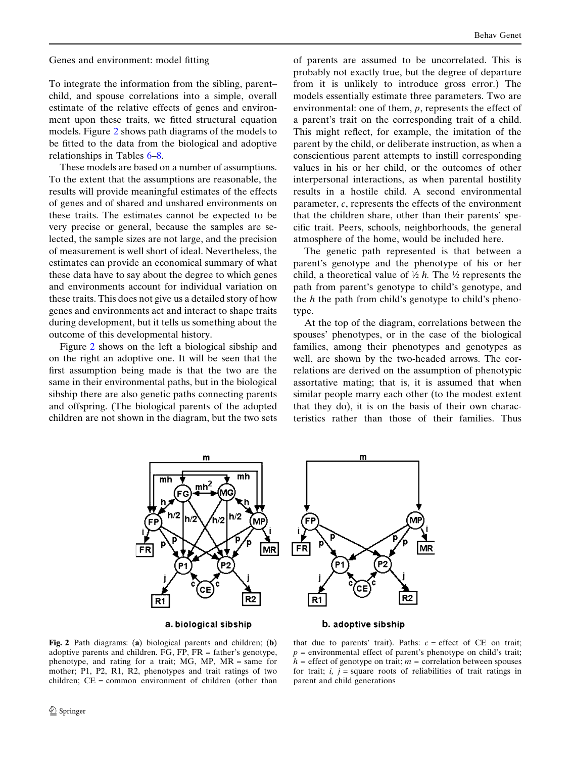Genes and environment: model fitting

To integrate the information from the sibling, parent–child, and spouse correlations into a simple, overall estimate of the relative effects of genes and environment upon these traits, we fitted structural equation models. Figure 2 shows path diagrams of the models to be fitted to the data from the biological and adoptive relationships in Tables 6–8.

These models are based on a number of assumptions. To the extent that the assumptions are reasonable, the results will provide meaningful estimates of the effects of genes and of shared and unshared environments on these traits. The estimates cannot be expected to be very precise or general, because the samples are selected, the sample sizes are not large, and the precision of measurement is well short of ideal. Nevertheless, the estimates can provide an economical summary of what these data have to say about the degree to which genes and environments account for individual variation on these traits. This does not give us a detailed story of how genes and environments act and interact to shape traits during development, but it tells us something about the outcome of this developmental history.

Figure 2 shows on the left a biological sibship and on the right an adoptive one. It will be seen that the first assumption being made is that the two are the same in their environmental paths, but in the biological sibship there are also genetic paths connecting parents and offspring. (The biological parents of the adopted children are not shown in the diagram, but the two sets of parents are assumed to be uncorrelated. This is probably not exactly true, but the degree of departure from it is unlikely to introduce gross error.) The models essentially estimate three parameters. Two are environmental: one of them, $p$, represents the effect of a parent's trait on the corresponding trait of a child. This might reflect, for example, the imitation of the parent by the child, or deliberate instruction, as when a conscientious parent attempts to instill corresponding values in his or her child, or the outcomes of other interpersonal interactions, as when parental hostility results in a hostile child. A second environmental parameter, $c$, represents the effects of the environment that the children share, other than their parents' specific trait. Peers, schools, neighborhoods, the general atmosphere of the home, would be included here.

The genetic path represented is that between a parent's genotype and the phenotype of his or her child, a theoretical value of ½ $h$. The ½ represents the path from parent's genotype to child's genotype, and the $h$ the path from child's genotype to child's phenotype.

At the top of the diagram, correlations between the spouses' phenotypes, or in the case of the biological families, among their phenotypes and genotypes as well, are shown by the two-headed arrows. The correlations are derived on the assumption of phenotypic assortative mating; that is, it is assumed that when similar people marry each other (to the modest extent that they do), it is on the basis of their own characteristics rather than those of their families. Thus

m
mh
mh
$mh^2$
FG
MG
h
h
h/2
h/2
h/2
h/2
FP
MP
i
i
p
p
p
p
FR
MR
P1
P2
j
j
c
c
CE
R1
R2
a. biological sibship

m
FP
MP
i
i
p
p
p
p
FR
MR
P1
P2
j
j
c
c
CE
R1
R2
b. adoptive sibship

**Fig. 2** Path diagrams: (**a**) biological parents and children; (**b**) adoptive parents and children. FG, FP, FR = father's genotype, phenotype, and rating for a trait; MG, MP, MR = same for mother; P1, P2, R1, R2, phenotypes and trait ratings of two children; CE = common environment of children (other than that due to parents' trait). Paths: $c$ = effect of CE on trait; $p$ = environmental effect of parent's phenotype on child's trait; $h$ = effect of genotype on trait; $m$ = correlation between spouses for trait; $i$, $j$ = square roots of reliabilities of trait ratings in parent and child generations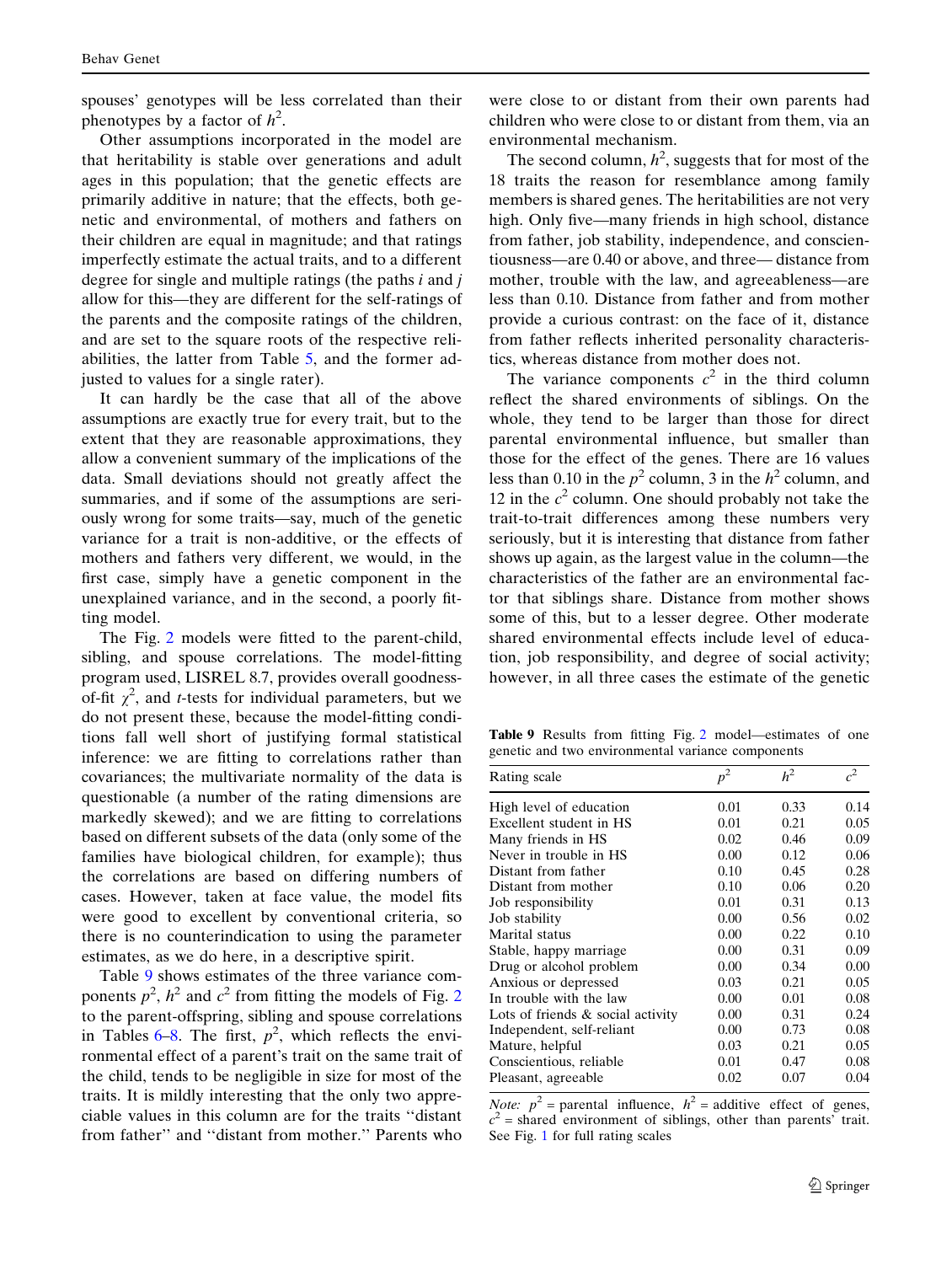spouses' genotypes will be less correlated than their phenotypes by a factor of $h^2$.

Other assumptions incorporated in the model are that heritability is stable over generations and adult ages in this population; that the genetic effects are primarily additive in nature; that the effects, both genetic and environmental, of mothers and fathers on their children are equal in magnitude; and that ratings imperfectly estimate the actual traits, and to a different degree for single and multiple ratings (the paths $i$ and $j$ allow for this—they are different for the self-ratings of the parents and the composite ratings of the children, and are set to the square roots of the respective reliabilities, the latter from Table 5, and the former adjusted to values for a single rater).

It can hardly be the case that all of the above assumptions are exactly true for every trait, but to the extent that they are reasonable approximations, they allow a convenient summary of the implications of the data. Small deviations should not greatly affect the summaries, and if some of the assumptions are seriously wrong for some traits—say, much of the genetic variance for a trait is non-additive, or the effects of mothers and fathers very different, we would, in the first case, simply have a genetic component in the unexplained variance, and in the second, a poorly fitting model.

The Fig. 2 models were fitted to the parent-child, sibling, and spouse correlations. The model-fitting program used, LISREL 8.7, provides overall goodness-of-fit $\chi^2$, and $t$-tests for individual parameters, but we do not present these, because the model-fitting conditions fall well short of justifying formal statistical inference: we are fitting to correlations rather than covariances; the multivariate normality of the data is questionable (a number of the rating dimensions are markedly skewed); and we are fitting to correlations based on different subsets of the data (only some of the families have biological children, for example); thus the correlations are based on differing numbers of cases. However, taken at face value, the model fits were good to excellent by conventional criteria, so there is no counterindication to using the parameter estimates, as we do here, in a descriptive spirit.

Table 9 shows estimates of the three variance components $p^2$, $h^2$ and $c^2$ from fitting the models of Fig. 2 to the parent-offspring, sibling and spouse correlations in Tables 6–8. The first, $p^2$, which reflects the environmental effect of a parent's trait on the same trait of the child, tends to be negligible in size for most of the traits. It is mildly interesting that the only two appreciable values in this column are for the traits "distant from father" and "distant from mother." Parents who were close to or distant from their own parents had children who were close to or distant from them, via an environmental mechanism.

The second column, $h^2$, suggests that for most of the 18 traits the reason for resemblance among family members is shared genes. The heritabilities are not very high. Only five—many friends in high school, distance from father, job stability, independence, and conscientiousness—are 0.40 or above, and three— distance from mother, trouble with the law, and agreeableness—are less than 0.10. Distance from father and from mother provide a curious contrast: on the face of it, distance from father reflects inherited personality characteristics, whereas distance from mother does not.

The variance components $c^2$ in the third column reflect the shared environments of siblings. On the whole, they tend to be larger than those for direct parental environmental influence, but smaller than those for the effect of the genes. There are 16 values less than 0.10 in the $p^2$ column, 3 in the $h^2$ column, and 12 in the $c^2$ column. One should probably not take the trait-to-trait differences among these numbers very seriously, but it is interesting that distance from father shows up again, as the largest value in the column—the characteristics of the father are an environmental factor that siblings share. Distance from mother shows some of this, but to a lesser degree. Other moderate shared environmental effects include level of education, job responsibility, and degree of social activity; however, in all three cases the estimate of the genetic

**Table 9** Results from fitting Fig. 2 model—estimates of one genetic and two environmental variance components

| Rating scale | $p^2$ | $h^2$ | $c^2$ |
|---|---|---|---|
| High level of education | 0.01 | 0.33 | 0.14 |
| Excellent student in HS | 0.01 | 0.21 | 0.05 |
| Many friends in HS | 0.02 | 0.46 | 0.09 |
| Never in trouble in HS | 0.00 | 0.12 | 0.06 |
| Distant from father | 0.10 | 0.45 | 0.28 |
| Distant from mother | 0.10 | 0.06 | 0.20 |
| Job responsibility | 0.01 | 0.31 | 0.13 |
| Job stability | 0.00 | 0.56 | 0.02 |
| Marital status | 0.00 | 0.22 | 0.10 |
| Stable, happy marriage | 0.00 | 0.31 | 0.09 |
| Drug or alcohol problem | 0.00 | 0.34 | 0.00 |
| Anxious or depressed | 0.03 | 0.21 | 0.05 |
| In trouble with the law | 0.00 | 0.01 | 0.08 |
| Lots of friends & social activity | 0.00 | 0.31 | 0.24 |
| Independent, self-reliant | 0.00 | 0.73 | 0.08 |
| Mature, helpful | 0.03 | 0.21 | 0.05 |
| Conscientious, reliable | 0.01 | 0.47 | 0.08 |
| Pleasant, agreeable | 0.02 | 0.07 | 0.04 |

*Note:* $p^2$ = parental influence, $h^2$ = additive effect of genes, $c^2$ = shared environment of siblings, other than parents' trait. See Fig. 1 for full rating scales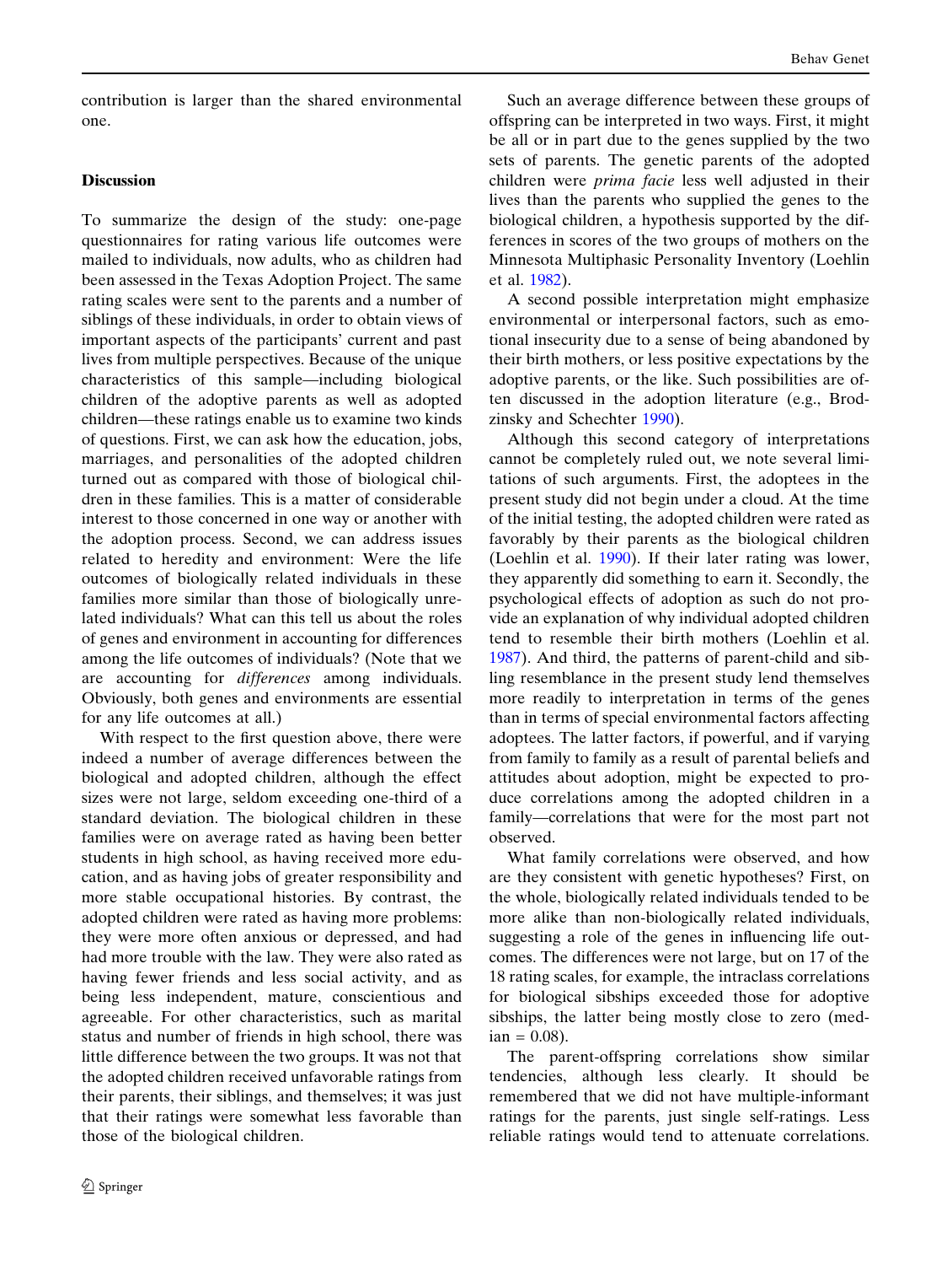contribution is larger than the shared environmental one.

## Discussion

To summarize the design of the study: one-page questionnaires for rating various life outcomes were mailed to individuals, now adults, who as children had been assessed in the Texas Adoption Project. The same rating scales were sent to the parents and a number of siblings of these individuals, in order to obtain views of important aspects of the participants' current and past lives from multiple perspectives. Because of the unique characteristics of this sample—including biological children of the adoptive parents as well as adopted children—these ratings enable us to examine two kinds of questions. First, we can ask how the education, jobs, marriages, and personalities of the adopted children turned out as compared with those of biological children in these families. This is a matter of considerable interest to those concerned in one way or another with the adoption process. Second, we can address issues related to heredity and environment: Were the life outcomes of biologically related individuals in these families more similar than those of biologically unrelated individuals? What can this tell us about the roles of genes and environment in accounting for differences among the life outcomes of individuals? (Note that we are accounting for *differences* among individuals. Obviously, both genes and environments are essential for any life outcomes at all.)

With respect to the first question above, there were indeed a number of average differences between the biological and adopted children, although the effect sizes were not large, seldom exceeding one-third of a standard deviation. The biological children in these families were on average rated as having been better students in high school, as having received more education, and as having jobs of greater responsibility and more stable occupational histories. By contrast, the adopted children were rated as having more problems: they were more often anxious or depressed, and had had more trouble with the law. They were also rated as having fewer friends and less social activity, and as being less independent, mature, conscientious and agreeable. For other characteristics, such as marital status and number of friends in high school, there was little difference between the two groups. It was not that the adopted children received unfavorable ratings from their parents, their siblings, and themselves; it was just that their ratings were somewhat less favorable than those of the biological children.

Such an average difference between these groups of offspring can be interpreted in two ways. First, it might be all or in part due to the genes supplied by the two sets of parents. The genetic parents of the adopted children were *prima facie* less well adjusted in their lives than the parents who supplied the genes to the biological children, a hypothesis supported by the differences in scores of the two groups of mothers on the Minnesota Multiphasic Personality Inventory (Loehlin et al. 1982).

A second possible interpretation might emphasize environmental or interpersonal factors, such as emotional insecurity due to a sense of being abandoned by their birth mothers, or less positive expectations by the adoptive parents, or the like. Such possibilities are often discussed in the adoption literature (e.g., Brodzinsky and Schechter 1990).

Although this second category of interpretations cannot be completely ruled out, we note several limitations of such arguments. First, the adoptees in the present study did not begin under a cloud. At the time of the initial testing, the adopted children were rated as favorably by their parents as the biological children (Loehlin et al. 1990). If their later rating was lower, they apparently did something to earn it. Secondly, the psychological effects of adoption as such do not provide an explanation of why individual adopted children tend to resemble their birth mothers (Loehlin et al. 1987). And third, the patterns of parent-child and sibling resemblance in the present study lend themselves more readily to interpretation in terms of the genes than in terms of special environmental factors affecting adoptees. The latter factors, if powerful, and if varying from family to family as a result of parental beliefs and attitudes about adoption, might be expected to produce correlations among the adopted children in a family—correlations that were for the most part not observed.

What family correlations were observed, and how are they consistent with genetic hypotheses? First, on the whole, biologically related individuals tended to be more alike than non-biologically related individuals, suggesting a role of the genes in influencing life outcomes. The differences were not large, but on 17 of the 18 rating scales, for example, the intraclass correlations for biological sibships exceeded those for adoptive sibships, the latter being mostly close to zero (median = 0.08).

The parent-offspring correlations show similar tendencies, although less clearly. It should be remembered that we did not have multiple-informant ratings for the parents, just single self-ratings. Less reliable ratings would tend to attenuate correlations.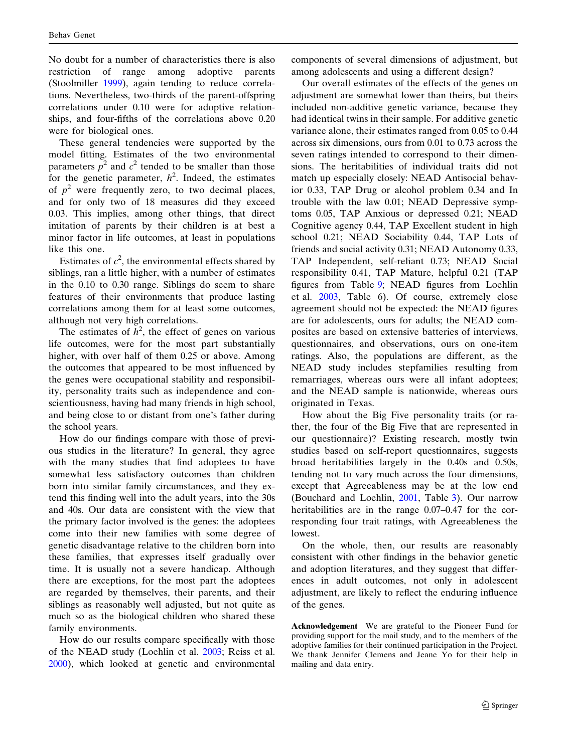No doubt for a number of characteristics there is also restriction of range among adoptive parents (Stoolmiller 1999), again tending to reduce correlations. Nevertheless, two-thirds of the parent-offspring correlations under 0.10 were for adoptive relationships, and four-fifths of the correlations above 0.20 were for biological ones.

These general tendencies were supported by the model fitting. Estimates of the two environmental parameters $p^2$ and $c^2$ tended to be smaller than those for the genetic parameter, $h^2$. Indeed, the estimates of $p^2$ were frequently zero, to two decimal places, and for only two of 18 measures did they exceed 0.03. This implies, among other things, that direct imitation of parents by their children is at best a minor factor in life outcomes, at least in populations like this one.

Estimates of $c^2$, the environmental effects shared by siblings, ran a little higher, with a number of estimates in the 0.10 to 0.30 range. Siblings do seem to share features of their environments that produce lasting correlations among them for at least some outcomes, although not very high correlations.

The estimates of $h^2$, the effect of genes on various life outcomes, were for the most part substantially higher, with over half of them 0.25 or above. Among the outcomes that appeared to be most influenced by the genes were occupational stability and responsibility, personality traits such as independence and conscientiousness, having had many friends in high school, and being close to or distant from one's father during the school years.

How do our findings compare with those of previous studies in the literature? In general, they agree with the many studies that find adoptees to have somewhat less satisfactory outcomes than children born into similar family circumstances, and they extend this finding well into the adult years, into the 30s and 40s. Our data are consistent with the view that the primary factor involved is the genes: the adoptees come into their new families with some degree of genetic disadvantage relative to the children born into these families, that expresses itself gradually over time. It is usually not a severe handicap. Although there are exceptions, for the most part the adoptees are regarded by themselves, their parents, and their siblings as reasonably well adjusted, but not quite as much so as the biological children who shared these family environments.

How do our results compare specifically with those of the NEAD study (Loehlin et al. 2003; Reiss et al. 2000), which looked at genetic and environmental components of several dimensions of adjustment, but among adolescents and using a different design?

Our overall estimates of the effects of the genes on adjustment are somewhat lower than theirs, but theirs included non-additive genetic variance, because they had identical twins in their sample. For additive genetic variance alone, their estimates ranged from 0.05 to 0.44 across six dimensions, ours from 0.01 to 0.73 across the seven ratings intended to correspond to their dimensions. The heritabilities of individual traits did not match up especially closely: NEAD Antisocial behavior 0.33, TAP Drug or alcohol problem 0.34 and In trouble with the law 0.01; NEAD Depressive symptoms 0.05, TAP Anxious or depressed 0.21; NEAD Cognitive agency 0.44, TAP Excellent student in high school 0.21; NEAD Sociability 0.44, TAP Lots of friends and social activity 0.31; NEAD Autonomy 0.33, TAP Independent, self-reliant 0.73; NEAD Social responsibility 0.41, TAP Mature, helpful 0.21 (TAP figures from Table 9; NEAD figures from Loehlin et al. 2003, Table 6). Of course, extremely close agreement should not be expected: the NEAD figures are for adolescents, ours for adults; the NEAD composites are based on extensive batteries of interviews, questionnaires, and observations, ours on one-item ratings. Also, the populations are different, as the NEAD study includes stepfamilies resulting from remarriages, whereas ours were all infant adoptees; and the NEAD sample is nationwide, whereas ours originated in Texas.

How about the Big Five personality traits (or rather, the four of the Big Five that are represented in our questionnaire)? Existing research, mostly twin studies based on self-report questionnaires, suggests broad heritabilities largely in the 0.40s and 0.50s, tending not to vary much across the four dimensions, except that Agreeableness may be at the low end (Bouchard and Loehlin, 2001, Table 3). Our narrow heritabilities are in the range 0.07–0.47 for the corresponding four trait ratings, with Agreeableness the lowest.

On the whole, then, our results are reasonably consistent with other findings in the behavior genetic and adoption literatures, and they suggest that differences in adult outcomes, not only in adolescent adjustment, are likely to reflect the enduring influence of the genes.

**Acknowledgement** We are grateful to the Pioneer Fund for providing support for the mail study, and to the members of the adoptive families for their continued participation in the Project. We thank Jennifer Clemens and Jeane Yo for their help in mailing and data entry.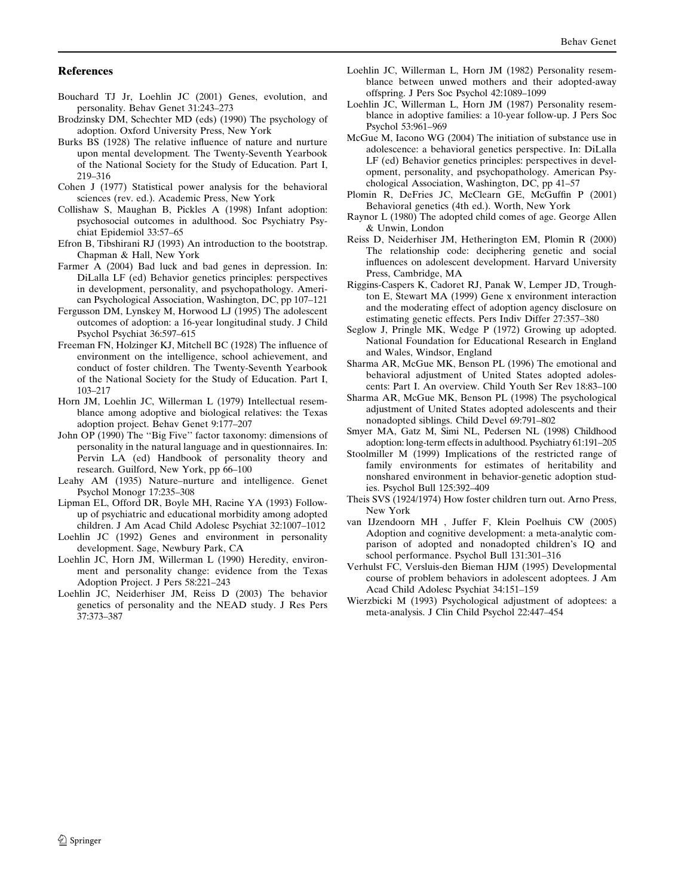## References

Bouchard TJ Jr, Loehlin JC (2001) Genes, evolution, and personality. Behav Genet 31:243–273

Brodzinsky DM, Schechter MD (eds) (1990) The psychology of adoption. Oxford University Press, New York

Burks BS (1928) The relative influence of nature and nurture upon mental development. The Twenty-Seventh Yearbook of the National Society for the Study of Education. Part I, 219–316

Cohen J (1977) Statistical power analysis for the behavioral sciences (rev. ed.). Academic Press, New York

Collishaw S, Maughan B, Pickles A (1998) Infant adoption: psychosocial outcomes in adulthood. Soc Psychiatry Psychiat Epidemiol 33:57–65

Efron B, Tibshirani RJ (1993) An introduction to the bootstrap. Chapman & Hall, New York

Farmer A (2004) Bad luck and bad genes in depression. In: DiLalla LF (ed) Behavior genetics principles: perspectives in development, personality, and psychopathology. American Psychological Association, Washington, DC, pp 107–121

Fergusson DM, Lynskey M, Horwood LJ (1995) The adolescent outcomes of adoption: a 16-year longitudinal study. J Child Psychol Psychiat 36:597–615

Freeman FN, Holzinger KJ, Mitchell BC (1928) The influence of environment on the intelligence, school achievement, and conduct of foster children. The Twenty-Seventh Yearbook of the National Society for the Study of Education. Part I, 103–217

Horn JM, Loehlin JC, Willerman L (1979) Intellectual resemblance among adoptive and biological relatives: the Texas adoption project. Behav Genet 9:177–207

John OP (1990) The ''Big Five'' factor taxonomy: dimensions of personality in the natural language and in questionnaires. In: Pervin LA (ed) Handbook of personality theory and research. Guilford, New York, pp 66–100

Leahy AM (1935) Nature–nurture and intelligence. Genet Psychol Monogr 17:235–308

Lipman EL, Offord DR, Boyle MH, Racine YA (1993) Follow-up of psychiatric and educational morbidity among adopted children. J Am Acad Child Adolesc Psychiat 32:1007–1012

Loehlin JC (1992) Genes and environment in personality development. Sage, Newbury Park, CA

Loehlin JC, Horn JM, Willerman L (1990) Heredity, environment and personality change: evidence from the Texas Adoption Project. J Pers 58:221–243

Loehlin JC, Neiderhiser JM, Reiss D (2003) The behavior genetics of personality and the NEAD study. J Res Pers 37:373–387

Loehlin JC, Willerman L, Horn JM (1982) Personality resemblance between unwed mothers and their adopted-away offspring. J Pers Soc Psychol 42:1089–1099

Loehlin JC, Willerman L, Horn JM (1987) Personality resemblance in adoptive families: a 10-year follow-up. J Pers Soc Psychol 53:961–969

McGue M, Iacono WG (2004) The initiation of substance use in adolescence: a behavioral genetics perspective. In: DiLalla LF (ed) Behavior genetics principles: perspectives in development, personality, and psychopathology. American Psychological Association, Washington, DC, pp 41–57

Plomin R, DeFries JC, McClearn GE, McGuffin P (2001) Behavioral genetics (4th ed.). Worth, New York

Raynor L (1980) The adopted child comes of age. George Allen & Unwin, London

Reiss D, Neiderhiser JM, Hetherington EM, Plomin R (2000) The relationship code: deciphering genetic and social influences on adolescent development. Harvard University Press, Cambridge, MA

Riggins-Caspers K, Cadoret RJ, Panak W, Lemper JD, Troughton E, Stewart MA (1999) Gene x environment interaction and the moderating effect of adoption agency disclosure on estimating genetic effects. Pers Indiv Differ 27:357–380

Seglow J, Pringle MK, Wedge P (1972) Growing up adopted. National Foundation for Educational Research in England and Wales, Windsor, England

Sharma AR, McGue MK, Benson PL (1996) The emotional and behavioral adjustment of United States adopted adolescents: Part I. An overview. Child Youth Ser Rev 18:83–100

Sharma AR, McGue MK, Benson PL (1998) The psychological adjustment of United States adopted adolescents and their nonadopted siblings. Child Devel 69:791–802

Smyer MA, Gatz M, Simi NL, Pedersen NL (1998) Childhood adoption: long-term effects in adulthood. Psychiatry 61:191–205

Stoolmiller M (1999) Implications of the restricted range of family environments for estimates of heritability and nonshared environment in behavior-genetic adoption studies. Psychol Bull 125:392–409

Theis SVS (1924/1974) How foster children turn out. Arno Press, New York

van IJzendoorn MH , Juffer F, Klein Poelhuis CW (2005) Adoption and cognitive development: a meta-analytic comparison of adopted and nonadopted children's IQ and school performance. Psychol Bull 131:301–316

Verhulst FC, Versluis-den Bieman HJM (1995) Developmental course of problem behaviors in adolescent adoptees. J Am Acad Child Adolesc Psychiat 34:151–159

Wierzbicki M (1993) Psychological adjustment of adoptees: a meta-analysis. J Clin Child Psychol 22:447–454